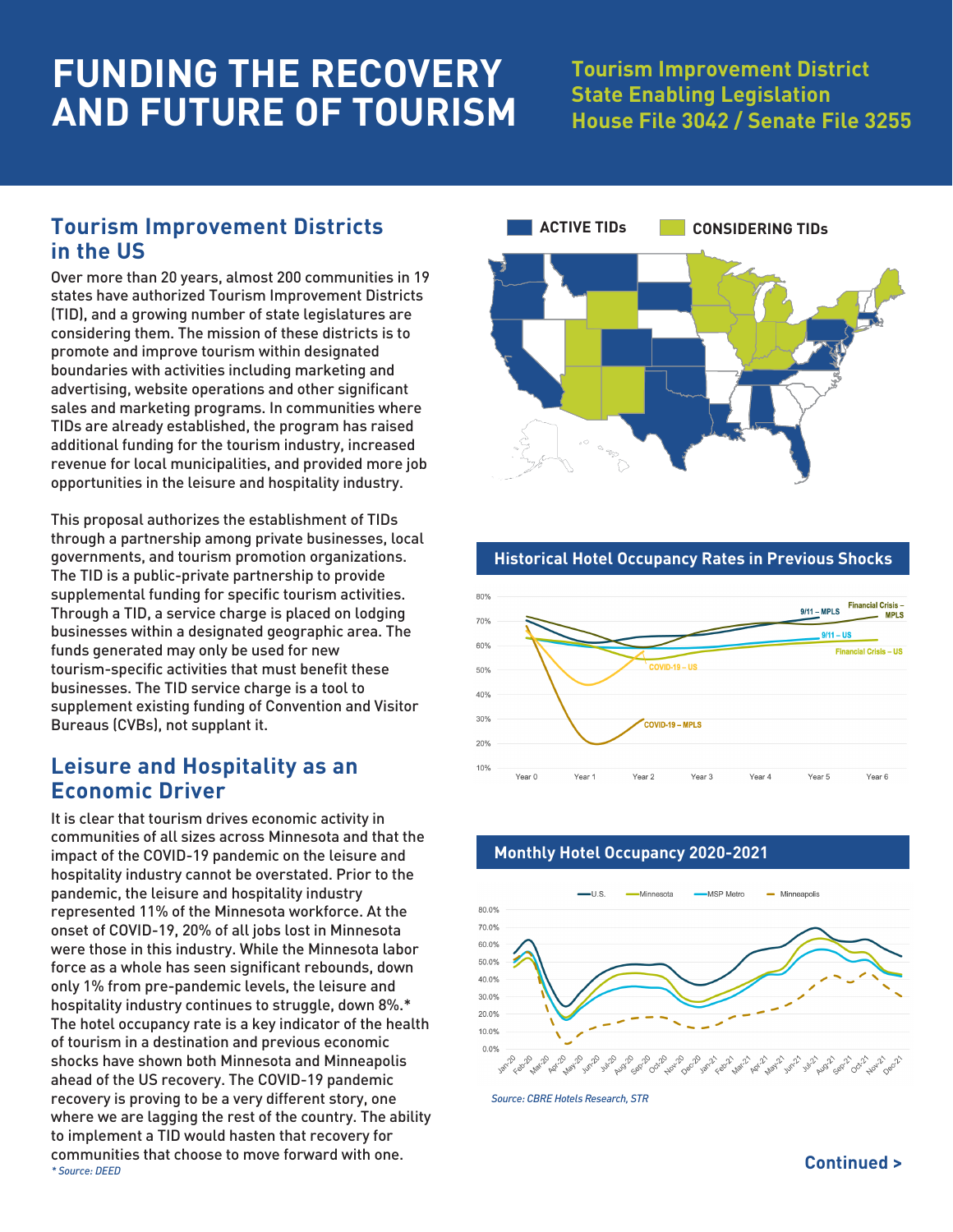# FUNDING THE RECOVERY AND FUTURE OF TOURISM

**Tourism Improvement District State Enabling Legislation House File 3042 / Senate File 3255**

## Tourism Improvement Districts in the US

Over more than 20 years, almost 200 communities in 19 states have authorized Tourism Improvement Districts (TID), and a growing number of state legislatures are considering them. The mission of these districts is to promote and improve tourism within designated boundaries with activities including marketing and advertising, website operations and other significant sales and marketing programs. In communities where TIDs are already established, the program has raised additional funding for the tourism industry, increased revenue for local municipalities, and provided more job opportunities in the leisure and hospitality industry.

This proposal authorizes the establishment of TIDs through a partnership among private businesses, local governments, and tourism promotion organizations. The TID is a public-private partnership to provide supplemental funding for specific tourism activities. Through a TID, a service charge is placed on lodging businesses within a designated geographic area. The funds generated may only be used for new tourism-specific activities that must benefit these businesses. The TID service charge is a tool to supplement existing funding of Convention and Visitor Bureaus (CVBs), not supplant it.

## Leisure and Hospitality as an Economic Driver

It is clear that tourism drives economic activity in communities of all sizes across Minnesota and that the impact of the COVID-19 pandemic on the leisure and hospitality industry cannot be overstated. Prior to the pandemic, the leisure and hospitality industry represented 11% of the Minnesota workforce. At the onset of COVID-19, 20% of all jobs lost in Minnesota were those in this industry. While the Minnesota labor force as a whole has seen significant rebounds, down only 1% from pre-pandemic levels, the leisure and hospitality industry continues to struggle, down 8%.* The hotel occupancy rate is a key indicator of the health of tourism in a destination and previous economic shocks have shown both Minnesota and Minneapolis ahead of the US recovery. The COVID-19 pandemic recovery is proving to be a very different story, one where we are lagging the rest of the country. The ability to implement a TID would hasten that recovery for communities that choose to move forward with one.

*\* Source: DEED*

**ACTIVE TIDs** | **CONSIDERING TIDs**

**Historical Hotel Occupancy Rates in Previous Shocks**

**Monthly Hotel Occupancy 2020-2021**

*Source: CBRE Hotels Research, STR*

**Continued >**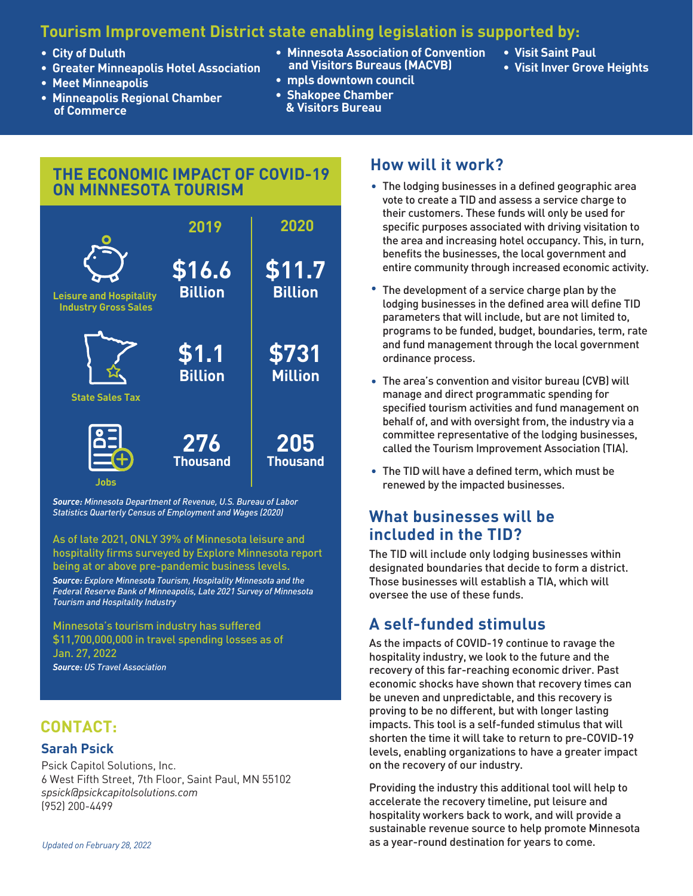## Tourism Improvement District state enabling legislation is supported by:

- City of Duluth
- Greater Minneapolis Hotel Association
- Meet Minneapolis
- Minneapolis Regional Chamber of Commerce
- Minnesota Association of Convention and Visitors Bureaus (MACVB)
- mpls downtown council
- Shakopee Chamber & Visitors Bureau
- Visit Saint Paul
- Visit Inver Grove Heights

## THE ECONOMIC IMPACT OF COVID-19 ON MINNESOTA TOURISM

| | 2019 | 2020 |
|---|---|---|
| Leisure and Hospitality Industry Gross Sales | $16.6 Billion | $11.7 Billion |
| State Sales Tax | $1.1 Billion | $731 Million |
| Jobs | 276 Thousand | 205 Thousand |

***Source:*** *Minnesota Department of Revenue, U.S. Bureau of Labor Statistics Quarterly Census of Employment and Wages (2020)*

As of late 2021, ONLY 39% of Minnesota leisure and hospitality firms surveyed by Explore Minnesota report being at or above pre-pandemic business levels.

***Source:*** *Explore Minnesota Tourism, Hospitality Minnesota and the Federal Reserve Bank of Minneapolis, Late 2021 Survey of Minnesota Tourism and Hospitality Industry*

Minnesota's tourism industry has suffered $11,700,000,000 in travel spending losses as of Jan. 27, 2022

***Source:*** *US Travel Association*

## CONTACT:

### Sarah Psick

Psick Capitol Solutions, Inc.
6 West Fifth Street, 7th Floor, Saint Paul, MN 55102
*spsick@psickcapitolsolutions.com*
(952) 200-4499

*Updated on February 28, 2022*

## How will it work?

- The lodging businesses in a defined geographic area vote to create a TID and assess a service charge to their customers. These funds will only be used for specific purposes associated with driving visitation to the area and increasing hotel occupancy. This, in turn, benefits the businesses, the local government and entire community through increased economic activity.
- The development of a service charge plan by the lodging businesses in the defined area will define TID parameters that will include, but are not limited to, programs to be funded, budget, boundaries, term, rate and fund management through the local government ordinance process.
- The area's convention and visitor bureau (CVB) will manage and direct programmatic spending for specified tourism activities and fund management on behalf of, and with oversight from, the industry via a committee representative of the lodging businesses, called the Tourism Improvement Association (TIA).
- The TID will have a defined term, which must be renewed by the impacted businesses.

## What businesses will be included in the TID?

The TID will include only lodging businesses within designated boundaries that decide to form a district. Those businesses will establish a TIA, which will oversee the use of these funds.

## A self-funded stimulus

As the impacts of COVID-19 continue to ravage the hospitality industry, we look to the future and the recovery of this far-reaching economic driver. Past economic shocks have shown that recovery times can be uneven and unpredictable, and this recovery is proving to be no different, but with longer lasting impacts. This tool is a self-funded stimulus that will shorten the time it will take to return to pre-COVID-19 levels, enabling organizations to have a greater impact on the recovery of our industry.

Providing the industry this additional tool will help to accelerate the recovery timeline, put leisure and hospitality workers back to work, and will provide a sustainable revenue source to help promote Minnesota as a year-round destination for years to come.